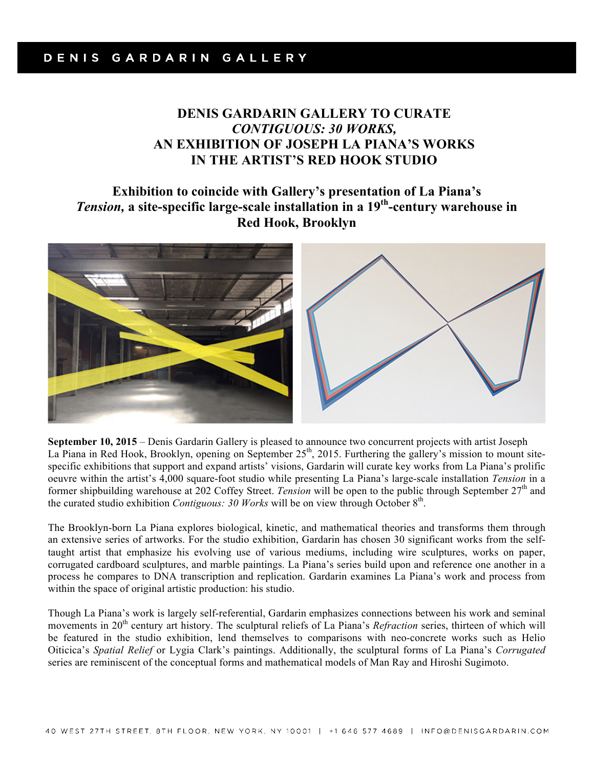DENIS GARDARIN GALLERY

# DENIS GARDARIN GALLERY TO CURATE *CONTIGUOUS: 30 WORKS,* AN EXHIBITION OF JOSEPH LA PIANA'S WORKS IN THE ARTIST'S RED HOOK STUDIO

## Exhibition to coincide with Gallery's presentation of La Piana's *Tension,* a site-specific large-scale installation in a 19th-century warehouse in Red Hook, Brooklyn

**September 10, 2015** – Denis Gardarin Gallery is pleased to announce two concurrent projects with artist Joseph La Piana in Red Hook, Brooklyn, opening on September 25th, 2015. Furthering the gallery's mission to mount site-specific exhibitions that support and expand artists' visions, Gardarin will curate key works from La Piana's prolific oeuvre within the artist's 4,000 square-foot studio while presenting La Piana's large-scale installation *Tension* in a former shipbuilding warehouse at 202 Coffey Street. *Tension* will be open to the public through September 27th and the curated studio exhibition *Contiguous: 30 Works* will be on view through October 8th.

The Brooklyn-born La Piana explores biological, kinetic, and mathematical theories and transforms them through an extensive series of artworks. For the studio exhibition, Gardarin has chosen 30 significant works from the self-taught artist that emphasize his evolving use of various mediums, including wire sculptures, works on paper, corrugated cardboard sculptures, and marble paintings. La Piana's series build upon and reference one another in a process he compares to DNA transcription and replication. Gardarin examines La Piana's work and process from within the space of original artistic production: his studio.

Though La Piana's work is largely self-referential, Gardarin emphasizes connections between his work and seminal movements in 20th century art history. The sculptural reliefs of La Piana's *Refraction* series, thirteen of which will be featured in the studio exhibition, lend themselves to comparisons with neo-concrete works such as Helio Oiticica's *Spatial Relief* or Lygia Clark's paintings. Additionally, the sculptural forms of La Piana's *Corrugated* series are reminiscent of the conceptual forms and mathematical models of Man Ray and Hiroshi Sugimoto.

40 WEST 27TH STREET, 8TH FLOOR, NEW YORK, NY 10001 | +1 646 577 4689 | INFO@DENISGARDARIN.COM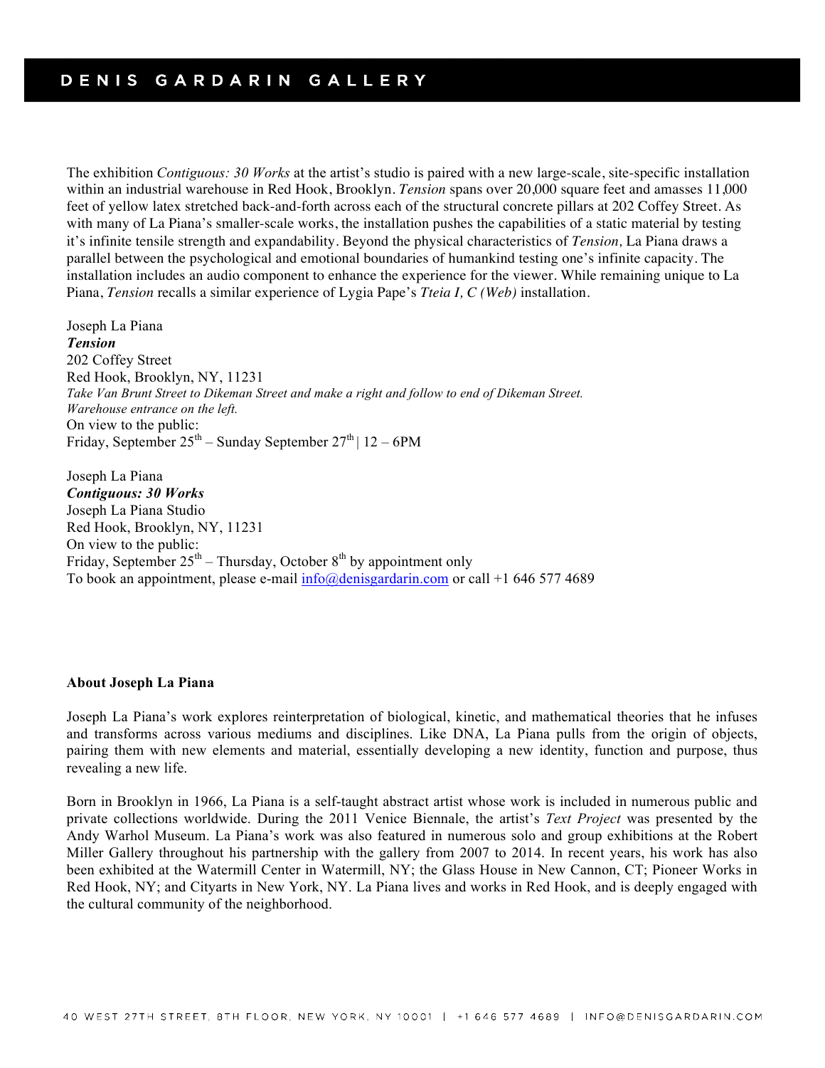The exhibition *Contiguous: 30 Works* at the artist's studio is paired with a new large-scale, site-specific installation within an industrial warehouse in Red Hook, Brooklyn. *Tension* spans over 20,000 square feet and amasses 11,000 feet of yellow latex stretched back-and-forth across each of the structural concrete pillars at 202 Coffey Street. As with many of La Piana's smaller-scale works, the installation pushes the capabilities of a static material by testing it's infinite tensile strength and expandability. Beyond the physical characteristics of *Tension,* La Piana draws a parallel between the psychological and emotional boundaries of humankind testing one's infinite capacity. The installation includes an audio component to enhance the experience for the viewer. While remaining unique to La Piana, *Tension* recalls a similar experience of Lygia Pape's *Tteia I, C (Web)* installation.

Joseph La Piana  
***Tension***  
202 Coffey Street  
Red Hook, Brooklyn, NY, 11231  
*Take Van Brunt Street to Dikeman Street and make a right and follow to end of Dikeman Street.*  
*Warehouse entrance on the left.*  
On view to the public:  
Friday, September 25th – Sunday September 27th | 12 – 6PM

Joseph La Piana  
***Contiguous: 30 Works***  
Joseph La Piana Studio  
Red Hook, Brooklyn, NY, 11231  
On view to the public:  
Friday, September 25th – Thursday, October 8th by appointment only  
To book an appointment, please e-mail info@denisgardarin.com or call +1 646 577 4689

**About Joseph La Piana**

Joseph La Piana's work explores reinterpretation of biological, kinetic, and mathematical theories that he infuses and transforms across various mediums and disciplines. Like DNA, La Piana pulls from the origin of objects, pairing them with new elements and material, essentially developing a new identity, function and purpose, thus revealing a new life.

Born in Brooklyn in 1966, La Piana is a self-taught abstract artist whose work is included in numerous public and private collections worldwide. During the 2011 Venice Biennale, the artist's *Text Project* was presented by the Andy Warhol Museum. La Piana's work was also featured in numerous solo and group exhibitions at the Robert Miller Gallery throughout his partnership with the gallery from 2007 to 2014. In recent years, his work has also been exhibited at the Watermill Center in Watermill, NY; the Glass House in New Cannon, CT; Pioneer Works in Red Hook, NY; and Cityarts in New York, NY. La Piana lives and works in Red Hook, and is deeply engaged with the cultural community of the neighborhood.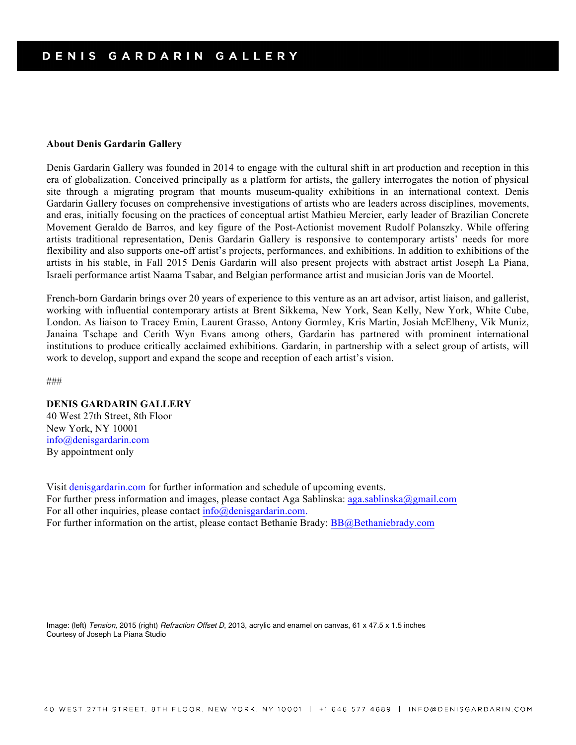**About Denis Gardarin Gallery**

Denis Gardarin Gallery was founded in 2014 to engage with the cultural shift in art production and reception in this era of globalization. Conceived principally as a platform for artists, the gallery interrogates the notion of physical site through a migrating program that mounts museum-quality exhibitions in an international context. Denis Gardarin Gallery focuses on comprehensive investigations of artists who are leaders across disciplines, movements, and eras, initially focusing on the practices of conceptual artist Mathieu Mercier, early leader of Brazilian Concrete Movement Geraldo de Barros, and key figure of the Post-Actionist movement Rudolf Polanszky. While offering artists traditional representation, Denis Gardarin Gallery is responsive to contemporary artists' needs for more flexibility and also supports one-off artist's projects, performances, and exhibitions. In addition to exhibitions of the artists in his stable, in Fall 2015 Denis Gardarin will also present projects with abstract artist Joseph La Piana, Israeli performance artist Naama Tsabar, and Belgian performance artist and musician Joris van de Moortel.

French-born Gardarin brings over 20 years of experience to this venture as an art advisor, artist liaison, and gallerist, working with influential contemporary artists at Brent Sikkema, New York, Sean Kelly, New York, White Cube, London. As liaison to Tracey Emin, Laurent Grasso, Antony Gormley, Kris Martin, Josiah McElheny, Vik Muniz, Janaina Tschape and Cerith Wyn Evans among others, Gardarin has partnered with prominent international institutions to produce critically acclaimed exhibitions. Gardarin, in partnership with a select group of artists, will work to develop, support and expand the scope and reception of each artist's vision.

###

**DENIS GARDARIN GALLERY**
40 West 27th Street, 8th Floor
New York, NY 10001
info@denisgardarin.com
By appointment only

Visit denisgardarin.com for further information and schedule of upcoming events.
For further press information and images, please contact Aga Sablinska: aga.sablinska@gmail.com
For all other inquiries, please contact info@denisgardarin.com.
For further information on the artist, please contact Bethanie Brady: BB@Bethaniebrady.com

Image: (left) *Tension,* 2015 (right) *Refraction Offset D*, 2013, acrylic and enamel on canvas, 61 x 47.5 x 1.5 inches
Courtesy of Joseph La Piana Studio